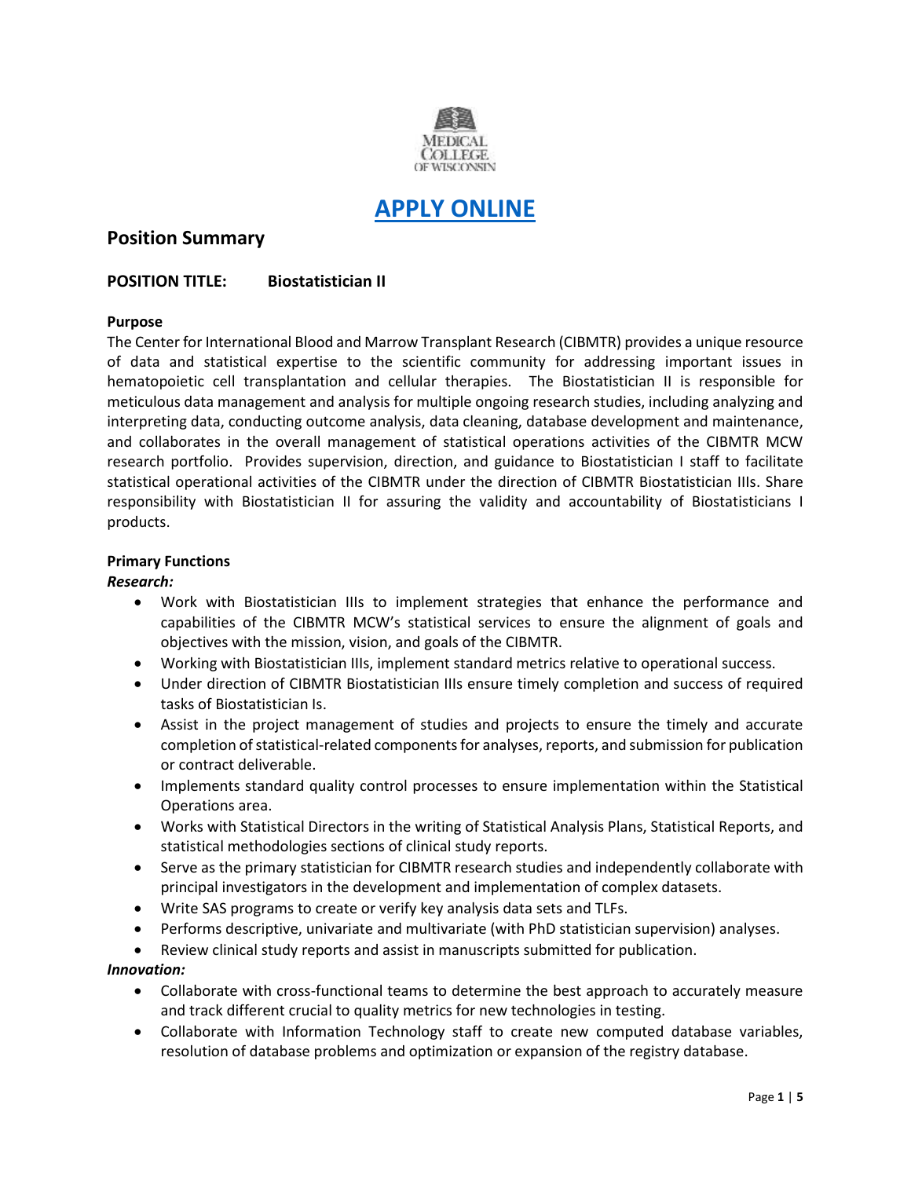# [APPLY ONLINE]

## Position Summary

**POSITION TITLE: Biostatistician II**

**Purpose**

The Center for International Blood and Marrow Transplant Research (CIBMTR) provides a unique resource of data and statistical expertise to the scientific community for addressing important issues in hematopoietic cell transplantation and cellular therapies. The Biostatistician II is responsible for meticulous data management and analysis for multiple ongoing research studies, including analyzing and interpreting data, conducting outcome analysis, data cleaning, database development and maintenance, and collaborates in the overall management of statistical operations activities of the CIBMTR MCW research portfolio. Provides supervision, direction, and guidance to Biostatistician I staff to facilitate statistical operational activities of the CIBMTR under the direction of CIBMTR Biostatistician IIIs. Share responsibility with Biostatistician II for assuring the validity and accountability of Biostatisticians I products.

**Primary Functions**

***Research:***

- Work with Biostatistician IIIs to implement strategies that enhance the performance and capabilities of the CIBMTR MCW's statistical services to ensure the alignment of goals and objectives with the mission, vision, and goals of the CIBMTR.
- Working with Biostatistician IIIs, implement standard metrics relative to operational success.
- Under direction of CIBMTR Biostatistician IIIs ensure timely completion and success of required tasks of Biostatistician Is.
- Assist in the project management of studies and projects to ensure the timely and accurate completion of statistical-related components for analyses, reports, and submission for publication or contract deliverable.
- Implements standard quality control processes to ensure implementation within the Statistical Operations area.
- Works with Statistical Directors in the writing of Statistical Analysis Plans, Statistical Reports, and statistical methodologies sections of clinical study reports.
- Serve as the primary statistician for CIBMTR research studies and independently collaborate with principal investigators in the development and implementation of complex datasets.
- Write SAS programs to create or verify key analysis data sets and TLFs.
- Performs descriptive, univariate and multivariate (with PhD statistician supervision) analyses.
- Review clinical study reports and assist in manuscripts submitted for publication.

***Innovation:***

- Collaborate with cross-functional teams to determine the best approach to accurately measure and track different crucial to quality metrics for new technologies in testing.
- Collaborate with Information Technology staff to create new computed database variables, resolution of database problems and optimization or expansion of the registry database.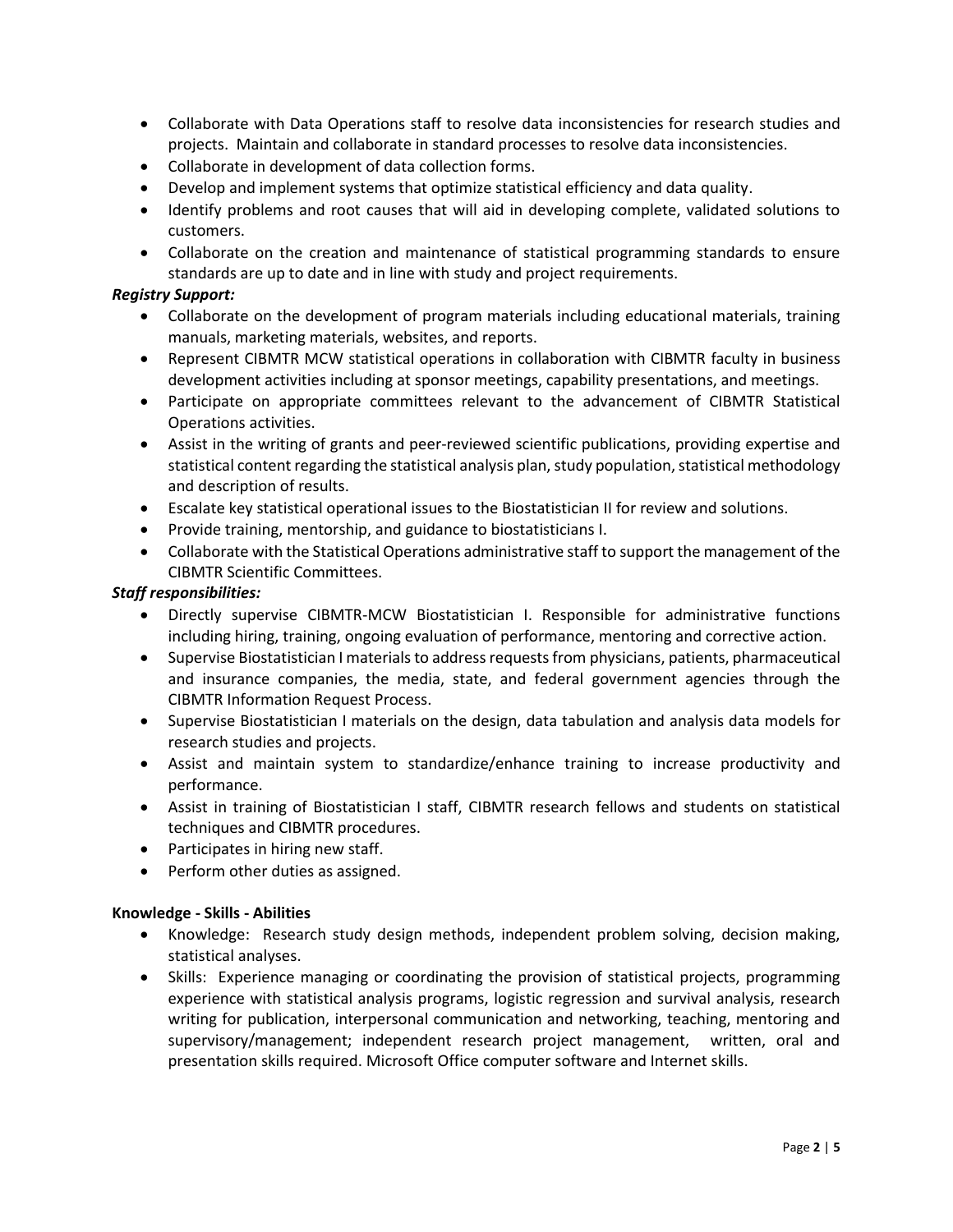- Collaborate with Data Operations staff to resolve data inconsistencies for research studies and projects. Maintain and collaborate in standard processes to resolve data inconsistencies.
- Collaborate in development of data collection forms.
- Develop and implement systems that optimize statistical efficiency and data quality.
- Identify problems and root causes that will aid in developing complete, validated solutions to customers.
- Collaborate on the creation and maintenance of statistical programming standards to ensure standards are up to date and in line with study and project requirements.

***Registry Support:***

- Collaborate on the development of program materials including educational materials, training manuals, marketing materials, websites, and reports.
- Represent CIBMTR MCW statistical operations in collaboration with CIBMTR faculty in business development activities including at sponsor meetings, capability presentations, and meetings.
- Participate on appropriate committees relevant to the advancement of CIBMTR Statistical Operations activities.
- Assist in the writing of grants and peer-reviewed scientific publications, providing expertise and statistical content regarding the statistical analysis plan, study population, statistical methodology and description of results.
- Escalate key statistical operational issues to the Biostatistician II for review and solutions.
- Provide training, mentorship, and guidance to biostatisticians I.
- Collaborate with the Statistical Operations administrative staff to support the management of the CIBMTR Scientific Committees.

***Staff responsibilities:***

- Directly supervise CIBMTR-MCW Biostatistician I. Responsible for administrative functions including hiring, training, ongoing evaluation of performance, mentoring and corrective action.
- Supervise Biostatistician I materials to address requests from physicians, patients, pharmaceutical and insurance companies, the media, state, and federal government agencies through the CIBMTR Information Request Process.
- Supervise Biostatistician I materials on the design, data tabulation and analysis data models for research studies and projects.
- Assist and maintain system to standardize/enhance training to increase productivity and performance.
- Assist in training of Biostatistician I staff, CIBMTR research fellows and students on statistical techniques and CIBMTR procedures.
- Participates in hiring new staff.
- Perform other duties as assigned.

**Knowledge - Skills - Abilities**

- Knowledge: Research study design methods, independent problem solving, decision making, statistical analyses.
- Skills: Experience managing or coordinating the provision of statistical projects, programming experience with statistical analysis programs, logistic regression and survival analysis, research writing for publication, interpersonal communication and networking, teaching, mentoring and supervisory/management; independent research project management, written, oral and presentation skills required. Microsoft Office computer software and Internet skills.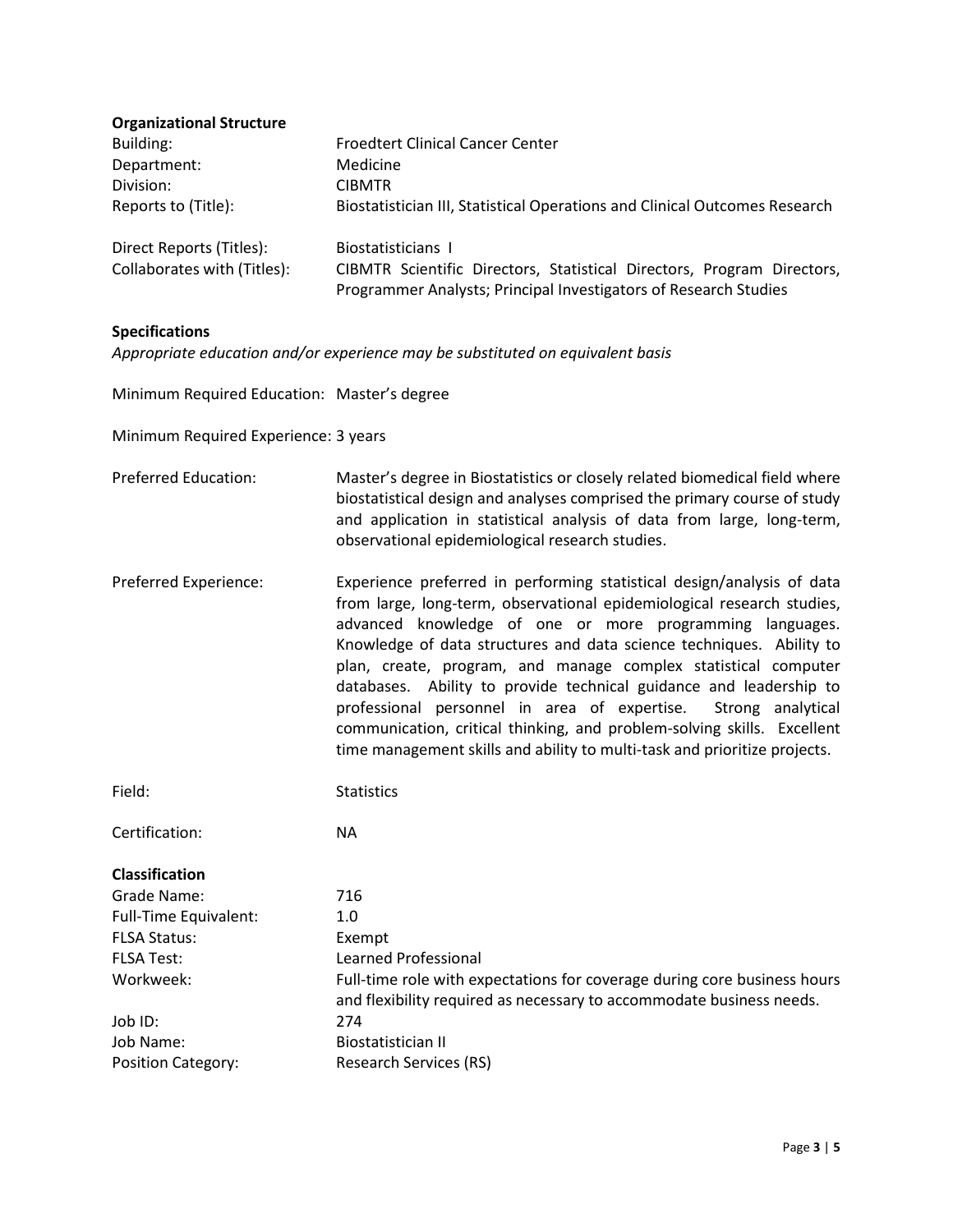**Organizational Structure**

| | |
|---|---|
| Building: | Froedtert Clinical Cancer Center |
| Department: | Medicine |
| Division: | CIBMTR |
| Reports to (Title): | Biostatistician III, Statistical Operations and Clinical Outcomes Research |
| Direct Reports (Titles): | Biostatisticians I |
| Collaborates with (Titles): | CIBMTR Scientific Directors, Statistical Directors, Program Directors, Programmer Analysts; Principal Investigators of Research Studies |

**Specifications**

*Appropriate education and/or experience may be substituted on equivalent basis*

Minimum Required Education: Master's degree

Minimum Required Experience: 3 years

| | |
|---|---|
| Preferred Education: | Master's degree in Biostatistics or closely related biomedical field where biostatistical design and analyses comprised the primary course of study and application in statistical analysis of data from large, long-term, observational epidemiological research studies. |
| Preferred Experience: | Experience preferred in performing statistical design/analysis of data from large, long-term, observational epidemiological research studies, advanced knowledge of one or more programming languages. Knowledge of data structures and data science techniques. Ability to plan, create, program, and manage complex statistical computer databases. Ability to provide technical guidance and leadership to professional personnel in area of expertise. Strong analytical communication, critical thinking, and problem-solving skills. Excellent time management skills and ability to multi-task and prioritize projects. |
| Field: | Statistics |
| Certification: | NA |

**Classification**

| | |
|---|---|
| Grade Name: | 716 |
| Full-Time Equivalent: | 1.0 |
| FLSA Status: | Exempt |
| FLSA Test: | Learned Professional |
| Workweek: | Full-time role with expectations for coverage during core business hours and flexibility required as necessary to accommodate business needs. |
| Job ID: | 274 |
| Job Name: | Biostatistician II |
| Position Category: | Research Services (RS) |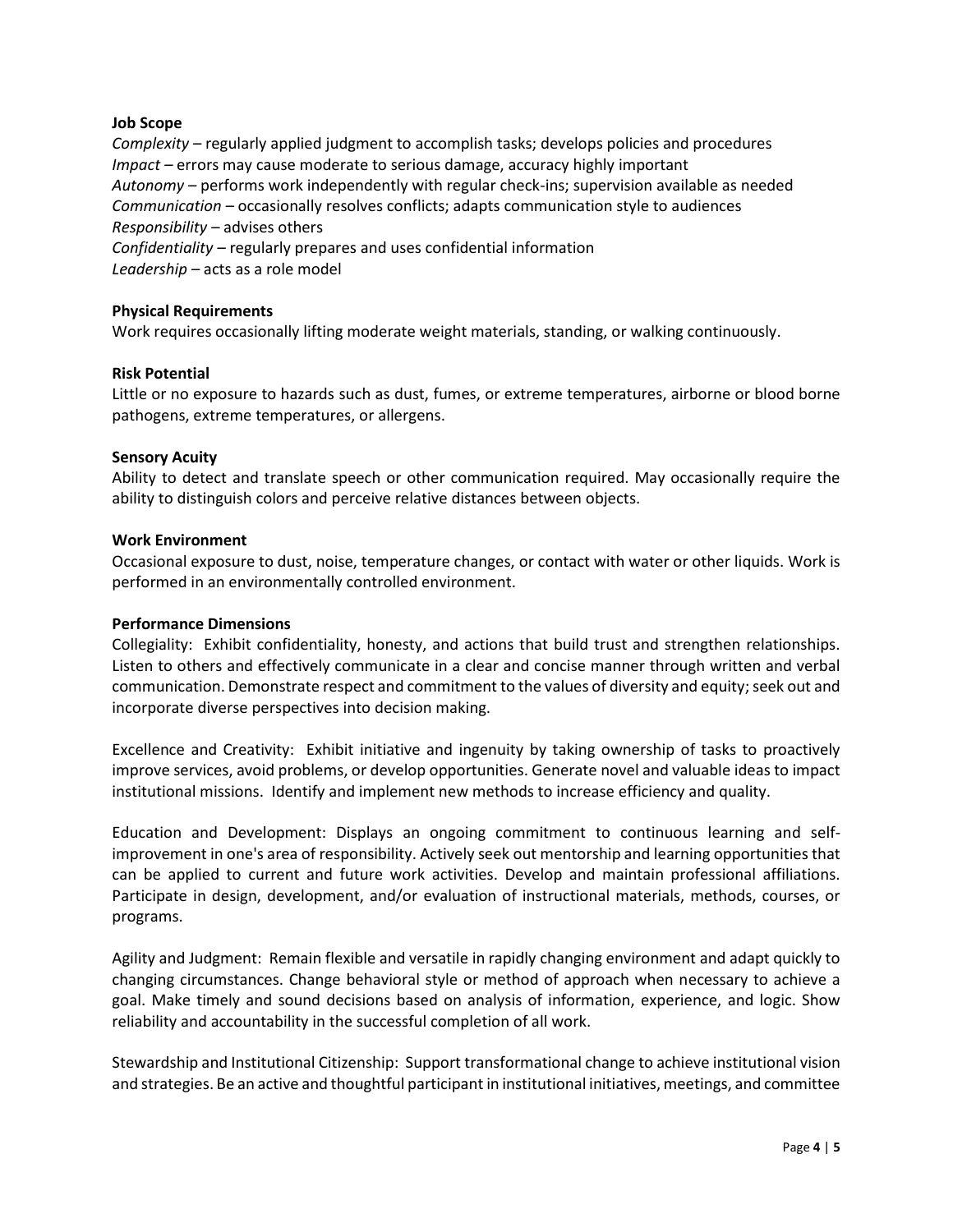**Job Scope**

*Complexity* – regularly applied judgment to accomplish tasks; develops policies and procedures
*Impact* – errors may cause moderate to serious damage, accuracy highly important
*Autonomy* – performs work independently with regular check-ins; supervision available as needed
*Communication* – occasionally resolves conflicts; adapts communication style to audiences
*Responsibility* – advises others
*Confidentiality* – regularly prepares and uses confidential information
*Leadership* – acts as a role model

**Physical Requirements**

Work requires occasionally lifting moderate weight materials, standing, or walking continuously.

**Risk Potential**

Little or no exposure to hazards such as dust, fumes, or extreme temperatures, airborne or blood borne pathogens, extreme temperatures, or allergens.

**Sensory Acuity**

Ability to detect and translate speech or other communication required. May occasionally require the ability to distinguish colors and perceive relative distances between objects.

**Work Environment**

Occasional exposure to dust, noise, temperature changes, or contact with water or other liquids. Work is performed in an environmentally controlled environment.

**Performance Dimensions**

Collegiality: Exhibit confidentiality, honesty, and actions that build trust and strengthen relationships. Listen to others and effectively communicate in a clear and concise manner through written and verbal communication. Demonstrate respect and commitment to the values of diversity and equity; seek out and incorporate diverse perspectives into decision making.

Excellence and Creativity: Exhibit initiative and ingenuity by taking ownership of tasks to proactively improve services, avoid problems, or develop opportunities. Generate novel and valuable ideas to impact institutional missions. Identify and implement new methods to increase efficiency and quality.

Education and Development: Displays an ongoing commitment to continuous learning and self-improvement in one's area of responsibility. Actively seek out mentorship and learning opportunities that can be applied to current and future work activities. Develop and maintain professional affiliations. Participate in design, development, and/or evaluation of instructional materials, methods, courses, or programs.

Agility and Judgment: Remain flexible and versatile in rapidly changing environment and adapt quickly to changing circumstances. Change behavioral style or method of approach when necessary to achieve a goal. Make timely and sound decisions based on analysis of information, experience, and logic. Show reliability and accountability in the successful completion of all work.

Stewardship and Institutional Citizenship: Support transformational change to achieve institutional vision and strategies. Be an active and thoughtful participant in institutional initiatives, meetings, and committee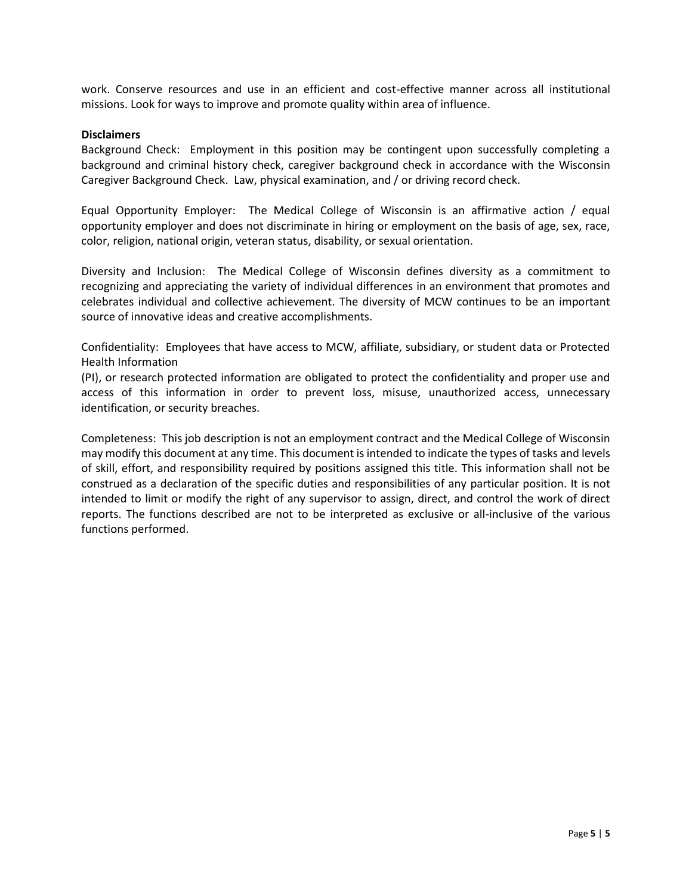work. Conserve resources and use in an efficient and cost-effective manner across all institutional missions. Look for ways to improve and promote quality within area of influence.

**Disclaimers**

Background Check: Employment in this position may be contingent upon successfully completing a background and criminal history check, caregiver background check in accordance with the Wisconsin Caregiver Background Check. Law, physical examination, and / or driving record check.

Equal Opportunity Employer: The Medical College of Wisconsin is an affirmative action / equal opportunity employer and does not discriminate in hiring or employment on the basis of age, sex, race, color, religion, national origin, veteran status, disability, or sexual orientation.

Diversity and Inclusion: The Medical College of Wisconsin defines diversity as a commitment to recognizing and appreciating the variety of individual differences in an environment that promotes and celebrates individual and collective achievement. The diversity of MCW continues to be an important source of innovative ideas and creative accomplishments.

Confidentiality: Employees that have access to MCW, affiliate, subsidiary, or student data or Protected Health Information (PI), or research protected information are obligated to protect the confidentiality and proper use and access of this information in order to prevent loss, misuse, unauthorized access, unnecessary identification, or security breaches.

Completeness: This job description is not an employment contract and the Medical College of Wisconsin may modify this document at any time. This document is intended to indicate the types of tasks and levels of skill, effort, and responsibility required by positions assigned this title. This information shall not be construed as a declaration of the specific duties and responsibilities of any particular position. It is not intended to limit or modify the right of any supervisor to assign, direct, and control the work of direct reports. The functions described are not to be interpreted as exclusive or all-inclusive of the various functions performed.